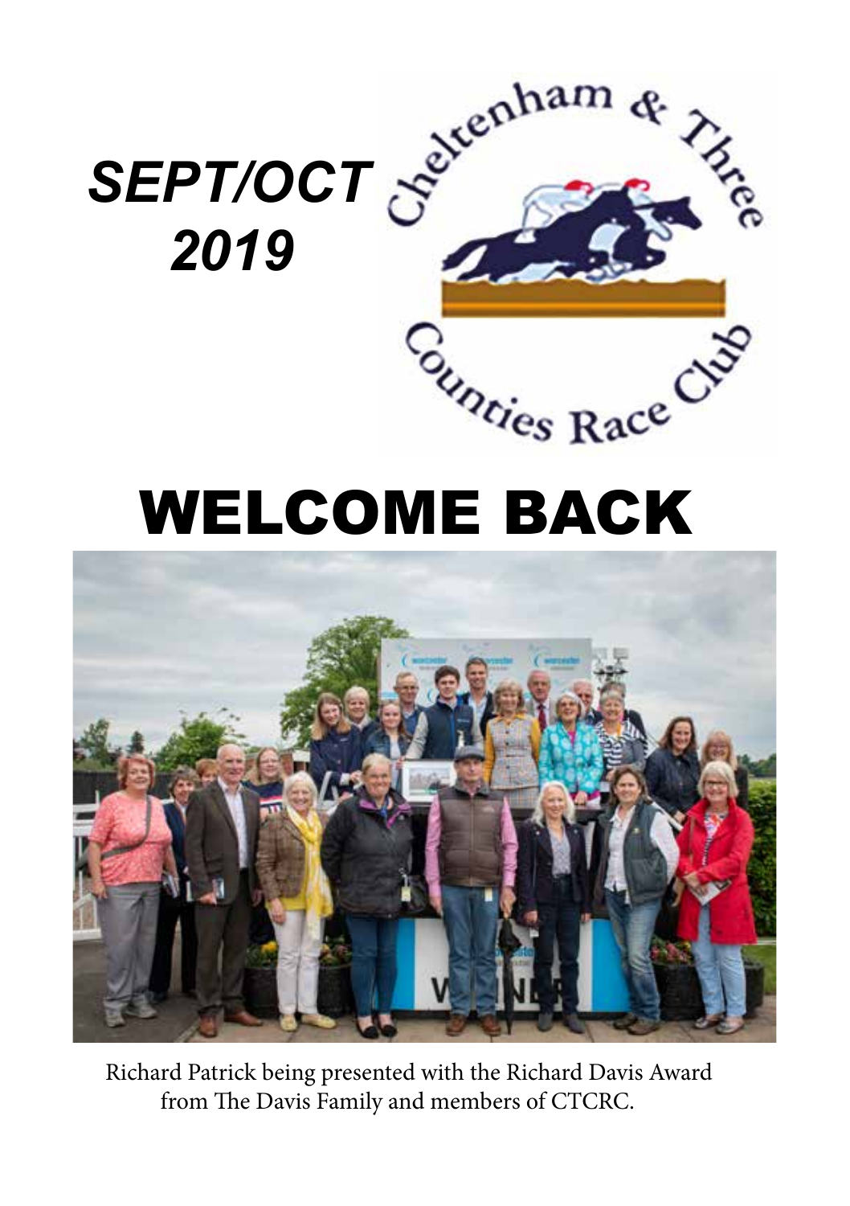# SEPT/OCT 2019

Cheltenham & Three Counties Race Club

# WELCOME BACK

Richard Patrick being presented with the Richard Davis Award from The Davis Family and members of CTCRC.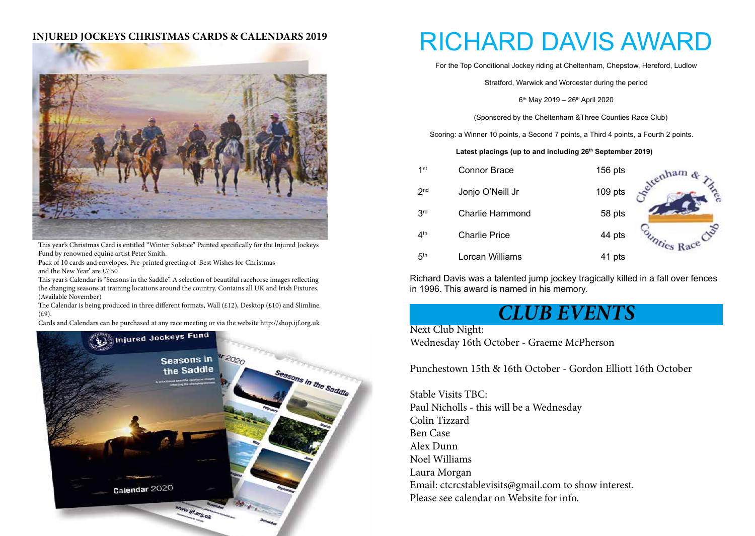## INJURED JOCKEYS CHRISTMAS CARDS & CALENDARS 2019

This year's Christmas Card is entitled "Winter Solstice" Painted specifically for the Injured Jockeys Fund by renowned equine artist Peter Smith.

Pack of 10 cards and envelopes. Pre-printed greeting of 'Best Wishes for Christmas and the New Year' are £7.50

This year's Calendar is "Seasons in the Saddle". A selection of beautiful racehorse images reflecting the changing seasons at training locations around the country. Contains all UK and Irish Fixtures. (Available November)

The Calendar is being produced in three different formats, Wall (£12), Desktop (£10) and Slimline. (£9).

Cards and Calendars can be purchased at any race meeting or via the website http://shop.ijf.org.uk

# RICHARD DAVIS AWARD

For the Top Conditional Jockey riding at Cheltenham, Chepstow, Hereford, Ludlow

Stratford, Warwick and Worcester during the period

6th May 2019 – 26th April 2020

(Sponsored by the Cheltenham &Three Counties Race Club)

Scoring: a Winner 10 points, a Second 7 points, a Third 4 points, a Fourth 2 points.

**Latest placings (up to and including 26th September 2019)**

| Position | Jockey | Points |
|---|---|---|
| 1st | Connor Brace | 156 pts |
| 2nd | Jonjo O'Neill Jr | 109 pts |
| 3rd | Charlie Hammond | 58 pts |
| 4th | Charlie Price | 44 pts |
| 5th | Lorcan Williams | 41 pts |

Richard Davis was a talented jump jockey tragically killed in a fall over fences in 1996. This award is named in his memory.

## *CLUB EVENTS*

Next Club Night:
Wednesday 16th October - Graeme McPherson

Punchestown 15th & 16th October - Gordon Elliott 16th October

Stable Visits TBC:
Paul Nicholls - this will be a Wednesday
Colin Tizzard
Ben Case
Alex Dunn
Noel Williams
Laura Morgan
Email: ctcrcstablevisits@gmail.com to show interest.
Please see calendar on Website for info.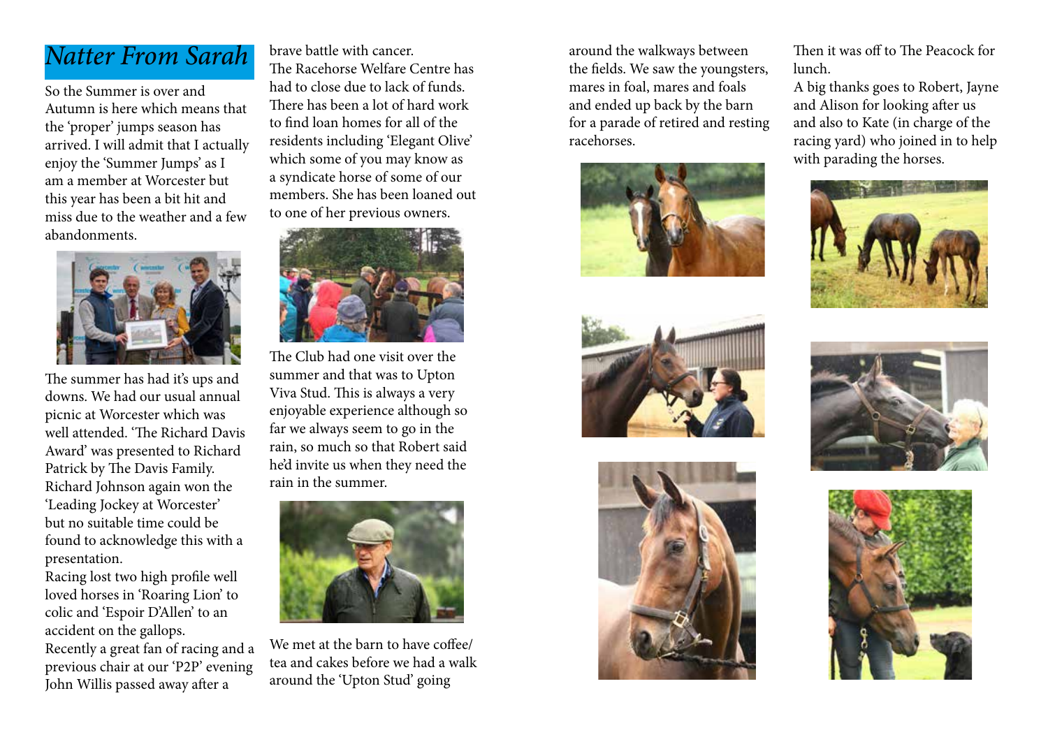# *Natter From Sarah*

So the Summer is over and Autumn is here which means that the 'proper' jumps season has arrived. I will admit that I actually enjoy the 'Summer Jumps' as I am a member at Worcester but this year has been a bit hit and miss due to the weather and a few abandonments.

The summer has had it's ups and downs. We had our usual annual picnic at Worcester which was well attended. 'The Richard Davis Award' was presented to Richard Patrick by The Davis Family. Richard Johnson again won the 'Leading Jockey at Worcester' but no suitable time could be found to acknowledge this with a presentation.

Racing lost two high profile well loved horses in 'Roaring Lion' to colic and 'Espoir D'Allen' to an accident on the gallops.

Recently a great fan of racing and a previous chair at our 'P2P' evening John Willis passed away after a brave battle with cancer.

The Racehorse Welfare Centre has had to close due to lack of funds. There has been a lot of hard work to find loan homes for all of the residents including 'Elegant Olive' which some of you may know as a syndicate horse of some of our members. She has been loaned out to one of her previous owners.

The Club had one visit over the summer and that was to Upton Viva Stud. This is always a very enjoyable experience although so far we always seem to go in the rain, so much so that Robert said he'd invite us when they need the rain in the summer.

We met at the barn to have coffee/ tea and cakes before we had a walk around the 'Upton Stud' going around the walkways between the fields. We saw the youngsters, mares in foal, mares and foals and ended up back by the barn for a parade of retired and resting racehorses.

Then it was off to The Peacock for lunch.

A big thanks goes to Robert, Jayne and Alison for looking after us and also to Kate (in charge of the racing yard) who joined in to help with parading the horses.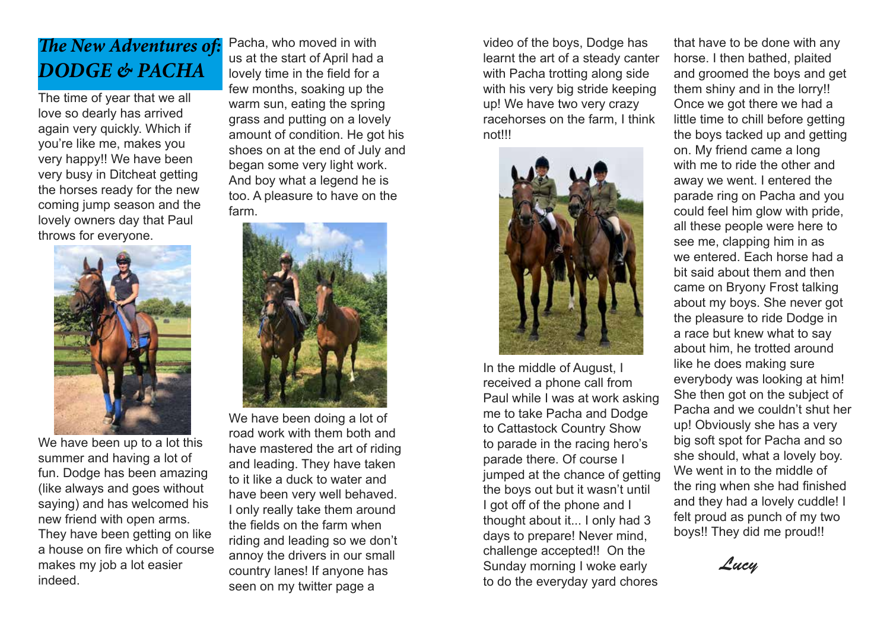# *The New Adventures of: DODGE & PACHA*

The time of year that we all love so dearly has arrived again very quickly. Which if you're like me, makes you very happy!! We have been very busy in Ditcheat getting the horses ready for the new coming jump season and the lovely owners day that Paul throws for everyone.

We have been up to a lot this summer and having a lot of fun. Dodge has been amazing (like always and goes without saying) and has welcomed his new friend with open arms. They have been getting on like a house on fire which of course makes my job a lot easier indeed.

Pacha, who moved in with us at the start of April had a lovely time in the field for a few months, soaking up the warm sun, eating the spring grass and putting on a lovely amount of condition. He got his shoes on at the end of July and began some very light work. And boy what a legend he is too. A pleasure to have on the farm.

We have been doing a lot of road work with them both and have mastered the art of riding and leading. They have taken to it like a duck to water and have been very well behaved. I only really take them around the fields on the farm when riding and leading so we don't annoy the drivers in our small country lanes! If anyone has seen on my twitter page a video of the boys, Dodge has learnt the art of a steady canter with Pacha trotting along side with his very big stride keeping up! We have two very crazy racehorses on the farm, I think not!!!

In the middle of August, I received a phone call from Paul while I was at work asking me to take Pacha and Dodge to Cattastock Country Show to parade in the racing hero's parade there. Of course I jumped at the chance of getting the boys out but it wasn't until I got off of the phone and I thought about it... I only had 3 days to prepare! Never mind, challenge accepted!! On the Sunday morning I woke early to do the everyday yard chores that have to be done with any horse. I then bathed, plaited and groomed the boys and get them shiny and in the lorry!! Once we got there we had a little time to chill before getting the boys tacked up and getting on. My friend came a long with me to ride the other and away we went. I entered the parade ring on Pacha and you could feel him glow with pride, all these people were here to see me, clapping him in as we entered. Each horse had a bit said about them and then came on Bryony Frost talking about my boys. She never got the pleasure to ride Dodge in a race but knew what to say about him, he trotted around like he does making sure everybody was looking at him! She then got on the subject of Pacha and we couldn't shut her up! Obviously she has a very big soft spot for Pacha and so she should, what a lovely boy. We went in to the middle of the ring when she had finished and they had a lovely cuddle! I felt proud as punch of my two boys!! They did me proud!!

*Lucy*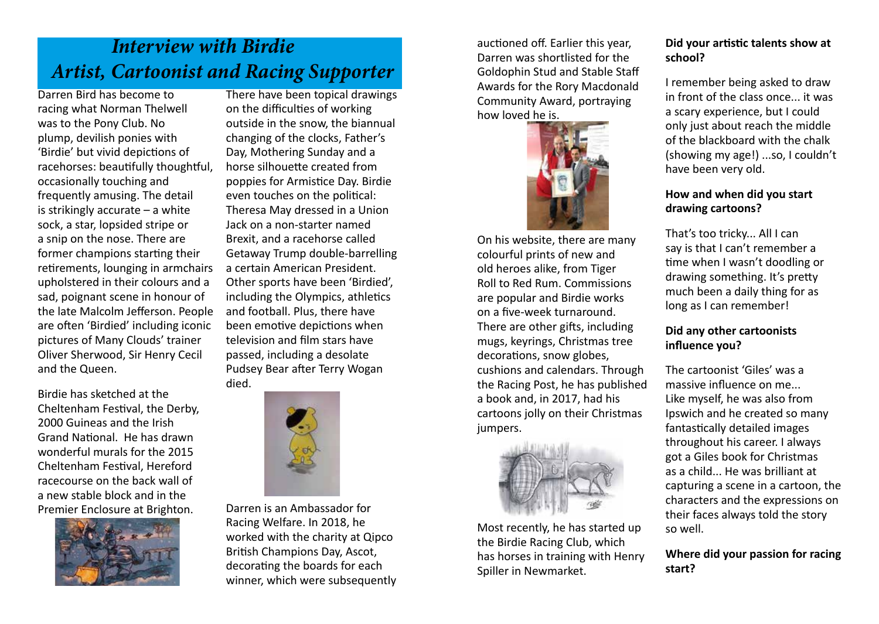# *Interview with Birdie*
# *Artist, Cartoonist and Racing Supporter*

Darren Bird has become to racing what Norman Thelwell was to the Pony Club. No plump, devilish ponies with 'Birdie' but vivid depictions of racehorses: beautifully thoughtful, occasionally touching and frequently amusing. The detail is strikingly accurate – a white sock, a star, lopsided stripe or a snip on the nose. There are former champions starting their retirements, lounging in armchairs upholstered in their colours and a sad, poignant scene in honour of the late Malcolm Jefferson. People are often 'Birdied' including iconic pictures of Many Clouds' trainer Oliver Sherwood, Sir Henry Cecil and the Queen.

Birdie has sketched at the Cheltenham Festival, the Derby, 2000 Guineas and the Irish Grand National. He has drawn wonderful murals for the 2015 Cheltenham Festival, Hereford racecourse on the back wall of a new stable block and in the Premier Enclosure at Brighton.

There have been topical drawings on the difficulties of working outside in the snow, the biannual changing of the clocks, Father's Day, Mothering Sunday and a horse silhouette created from poppies for Armistice Day. Birdie even touches on the political: Theresa May dressed in a Union Jack on a non-starter named Brexit, and a racehorse called Getaway Trump double-barrelling a certain American President. Other sports have been 'Birdied', including the Olympics, athletics and football. Plus, there have been emotive depictions when television and film stars have passed, including a desolate Pudsey Bear after Terry Wogan died.

Darren is an Ambassador for Racing Welfare. In 2018, he worked with the charity at Qipco British Champions Day, Ascot, decorating the boards for each winner, which were subsequently auctioned off. Earlier this year, Darren was shortlisted for the Goldophin Stud and Stable Staff Awards for the Rory Macdonald Community Award, portraying how loved he is.

On his website, there are many colourful prints of new and old heroes alike, from Tiger Roll to Red Rum. Commissions are popular and Birdie works on a five-week turnaround. There are other gifts, including mugs, keyrings, Christmas tree decorations, snow globes, cushions and calendars. Through the Racing Post, he has published a book and, in 2017, had his cartoons jolly on their Christmas jumpers.

Most recently, he has started up the Birdie Racing Club, which has horses in training with Henry Spiller in Newmarket.

**Did your artistic talents show at school?**

I remember being asked to draw in front of the class once... it was a scary experience, but I could only just about reach the middle of the blackboard with the chalk (showing my age!) ...so, I couldn't have been very old.

**How and when did you start drawing cartoons?**

That's too tricky... All I can say is that I can't remember a time when I wasn't doodling or drawing something. It's pretty much been a daily thing for as long as I can remember!

**Did any other cartoonists influence you?**

The cartoonist 'Giles' was a massive influence on me... Like myself, he was also from Ipswich and he created so many fantastically detailed images throughout his career. I always got a Giles book for Christmas as a child... He was brilliant at capturing a scene in a cartoon, the characters and the expressions on their faces always told the story so well.

**Where did your passion for racing start?**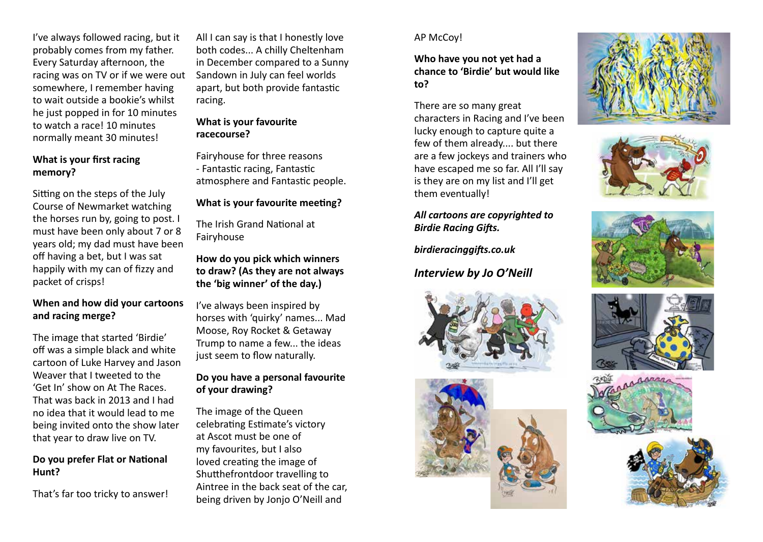I've always followed racing, but it probably comes from my father. Every Saturday afternoon, the racing was on TV or if we were out somewhere, I remember having to wait outside a bookie's whilst he just popped in for 10 minutes to watch a race! 10 minutes normally meant 30 minutes!

**What is your first racing memory?**

Sitting on the steps of the July Course of Newmarket watching the horses run by, going to post. I must have been only about 7 or 8 years old; my dad must have been off having a bet, but I was sat happily with my can of fizzy and packet of crisps!

**When and how did your cartoons and racing merge?**

The image that started 'Birdie' off was a simple black and white cartoon of Luke Harvey and Jason Weaver that I tweeted to the 'Get In' show on At The Races. That was back in 2013 and I had no idea that it would lead to me being invited onto the show later that year to draw live on TV.

**Do you prefer Flat or National Hunt?**

That's far too tricky to answer! All I can say is that I honestly love both codes... A chilly Cheltenham in December compared to a Sunny Sandown in July can feel worlds apart, but both provide fantastic racing.

**What is your favourite racecourse?**

Fairyhouse for three reasons - Fantastic racing, Fantastic atmosphere and Fantastic people.

**What is your favourite meeting?**

The Irish Grand National at Fairyhouse

**How do you pick which winners to draw? (As they are not always the 'big winner' of the day.)**

I've always been inspired by horses with 'quirky' names... Mad Moose, Roy Rocket & Getaway Trump to name a few... the ideas just seem to flow naturally.

**Do you have a personal favourite of your drawing?**

The image of the Queen celebrating Estimate's victory at Ascot must be one of my favourites, but I also loved creating the image of Shutthefrontdoor travelling to Aintree in the back seat of the car, being driven by Jonjo O'Neill and AP McCoy!

**Who have you not yet had a chance to 'Birdie' but would like to?**

There are so many great characters in Racing and I've been lucky enough to capture quite a few of them already.... but there are a few jockeys and trainers who have escaped me so far. All I'll say is they are on my list and I'll get them eventually!

***All cartoons are copyrighted to Birdie Racing Gifts.***

***birdieracinggifts.co.uk***

## *Interview by Jo O'Neill*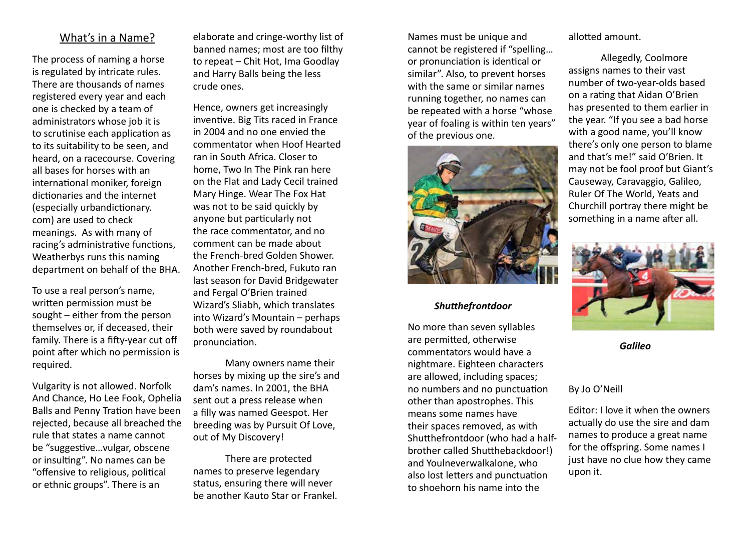## What's in a Name?

The process of naming a horse is regulated by intricate rules. There are thousands of names registered every year and each one is checked by a team of administrators whose job it is to scrutinise each application as to its suitability to be seen, and heard, on a racecourse. Covering all bases for horses with an international moniker, foreign dictionaries and the internet (especially urbandictionary.com) are used to check meanings. As with many of racing's administrative functions, Weatherbys runs this naming department on behalf of the BHA.

To use a real person's name, written permission must be sought – either from the person themselves or, if deceased, their family. There is a fifty-year cut off point after which no permission is required.

Vulgarity is not allowed. Norfolk And Chance, Ho Lee Fook, Ophelia Balls and Penny Tration have been rejected, because all breached the rule that states a name cannot be "suggestive…vulgar, obscene or insulting". No names can be "offensive to religious, political or ethnic groups". There is an elaborate and cringe-worthy list of banned names; most are too filthy to repeat – Chit Hot, Ima Goodlay and Harry Balls being the less crude ones.

Hence, owners get increasingly inventive. Big Tits raced in France in 2004 and no one envied the commentator when Hoof Hearted ran in South Africa. Closer to home, Two In The Pink ran here on the Flat and Lady Cecil trained Mary Hinge. Wear The Fox Hat was not to be said quickly by anyone but particularly not the race commentator, and no comment can be made about the French-bred Golden Shower. Another French-bred, Fukuto ran last season for David Bridgewater and Fergal O'Brien trained Wizard's Sliabh, which translates into Wizard's Mountain – perhaps both were saved by roundabout pronunciation.

Many owners name their horses by mixing up the sire's and dam's names. In 2001, the BHA sent out a press release when a filly was named Geespot. Her breeding was by Pursuit Of Love, out of My Discovery!

There are protected names to preserve legendary status, ensuring there will never be another Kauto Star or Frankel. Names must be unique and cannot be registered if "spelling… or pronunciation is identical or similar". Also, to prevent horses with the same or similar names running together, no names can be repeated with a horse "whose year of foaling is within ten years" of the previous one.

***Shutthefrontdoor***

No more than seven syllables are permitted, otherwise commentators would have a nightmare. Eighteen characters are allowed, including spaces; no numbers and no punctuation other than apostrophes. This means some names have their spaces removed, as with Shutthefrontdoor (who had a half-brother called Shutthebackdoor!) and Youlneverwalkalone, who also lost letters and punctuation to shoehorn his name into the allotted amount.

Allegedly, Coolmore assigns names to their vast number of two-year-olds based on a rating that Aidan O'Brien has presented to them earlier in the year. "If you see a bad horse with a good name, you'll know there's only one person to blame and that's me!" said O'Brien. It may not be fool proof but Giant's Causeway, Caravaggio, Galileo, Ruler Of The World, Yeats and Churchill portray there might be something in a name after all.

***Galileo***

By Jo O'Neill

Editor: I love it when the owners actually do use the sire and dam names to produce a great name for the offspring. Some names I just have no clue how they came upon it.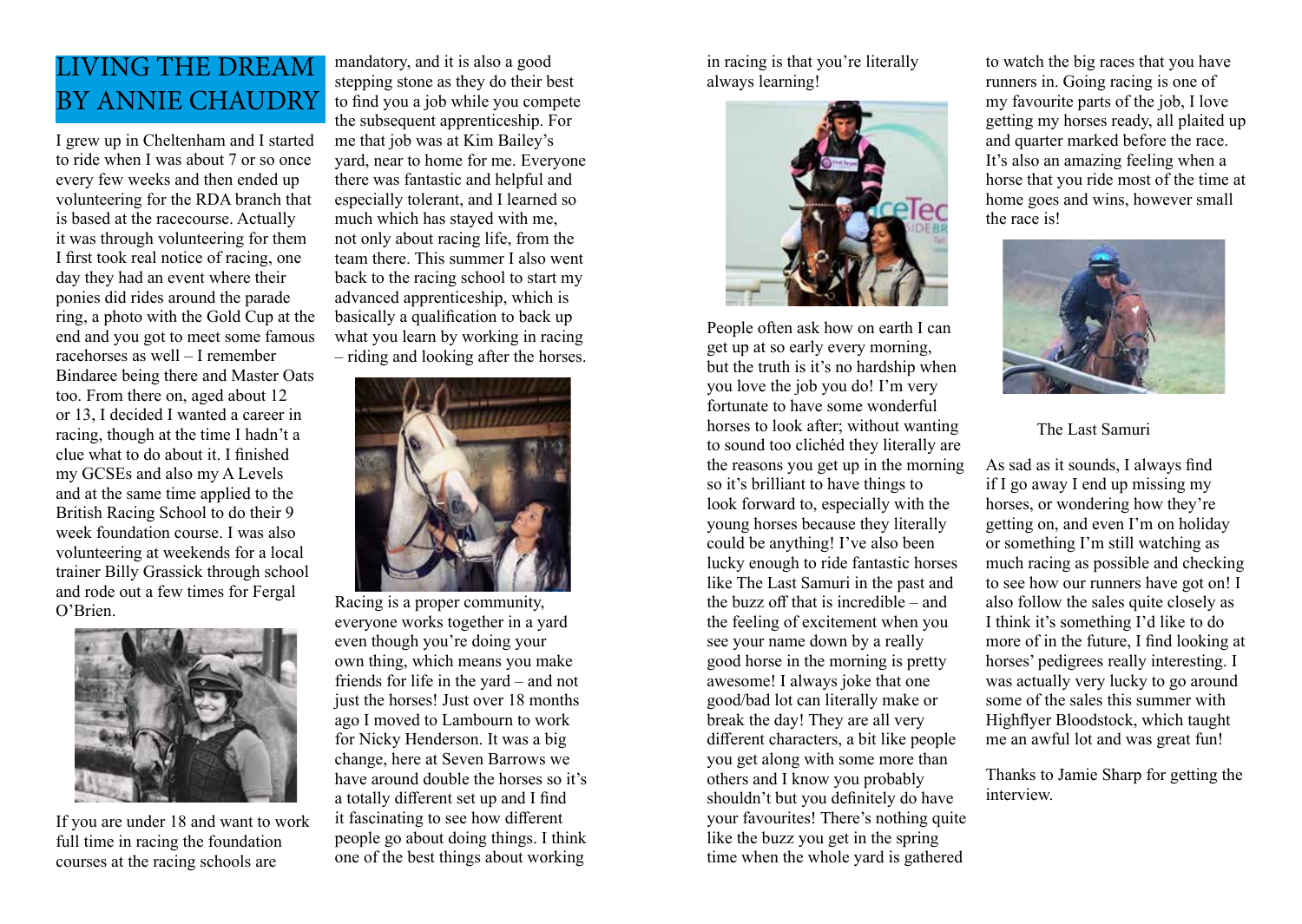# LIVING THE DREAM BY ANNIE CHAUDRY

I grew up in Cheltenham and I started to ride when I was about 7 or so once every few weeks and then ended up volunteering for the RDA branch that is based at the racecourse. Actually it was through volunteering for them I first took real notice of racing, one day they had an event where their ponies did rides around the parade ring, a photo with the Gold Cup at the end and you got to meet some famous racehorses as well – I remember Bindaree being there and Master Oats too. From there on, aged about 12 or 13, I decided I wanted a career in racing, though at the time I hadn't a clue what to do about it. I finished my GCSEs and also my A Levels and at the same time applied to the British Racing School to do their 9 week foundation course. I was also volunteering at weekends for a local trainer Billy Grassick through school and rode out a few times for Fergal O'Brien.

If you are under 18 and want to work full time in racing the foundation courses at the racing schools are mandatory, and it is also a good stepping stone as they do their best to find you a job while you compete the subsequent apprenticeship. For me that job was at Kim Bailey's yard, near to home for me. Everyone there was fantastic and helpful and especially tolerant, and I learned so much which has stayed with me, not only about racing life, from the team there. This summer I also went back to the racing school to start my advanced apprenticeship, which is basically a qualification to back up what you learn by working in racing – riding and looking after the horses.

Racing is a proper community, everyone works together in a yard even though you're doing your own thing, which means you make friends for life in the yard – and not just the horses! Just over 18 months ago I moved to Lambourn to work for Nicky Henderson. It was a big change, here at Seven Barrows we have around double the horses so it's a totally different set up and I find it fascinating to see how different people go about doing things. I think one of the best things about working in racing is that you're literally always learning!

People often ask how on earth I can get up at so early every morning, but the truth is it's no hardship when you love the job you do! I'm very fortunate to have some wonderful horses to look after; without wanting to sound too clichéd they literally are the reasons you get up in the morning so it's brilliant to have things to look forward to, especially with the young horses because they literally could be anything! I've also been lucky enough to ride fantastic horses like The Last Samuri in the past and the buzz off that is incredible – and the feeling of excitement when you see your name down by a really good horse in the morning is pretty awesome! I always joke that one good/bad lot can literally make or break the day! They are all very different characters, a bit like people you get along with some more than others and I know you probably shouldn't but you definitely do have your favourites! There's nothing quite like the buzz you get in the spring time when the whole yard is gathered to watch the big races that you have runners in. Going racing is one of my favourite parts of the job, I love getting my horses ready, all plaited up and quarter marked before the race. It's also an amazing feeling when a horse that you ride most of the time at home goes and wins, however small the race is!

The Last Samuri

As sad as it sounds, I always find if I go away I end up missing my horses, or wondering how they're getting on, and even I'm on holiday or something I'm still watching as much racing as possible and checking to see how our runners have got on! I also follow the sales quite closely as I think it's something I'd like to do more of in the future, I find looking at horses' pedigrees really interesting. I was actually very lucky to go around some of the sales this summer with Highflyer Bloodstock, which taught me an awful lot and was great fun!

Thanks to Jamie Sharp for getting the interview.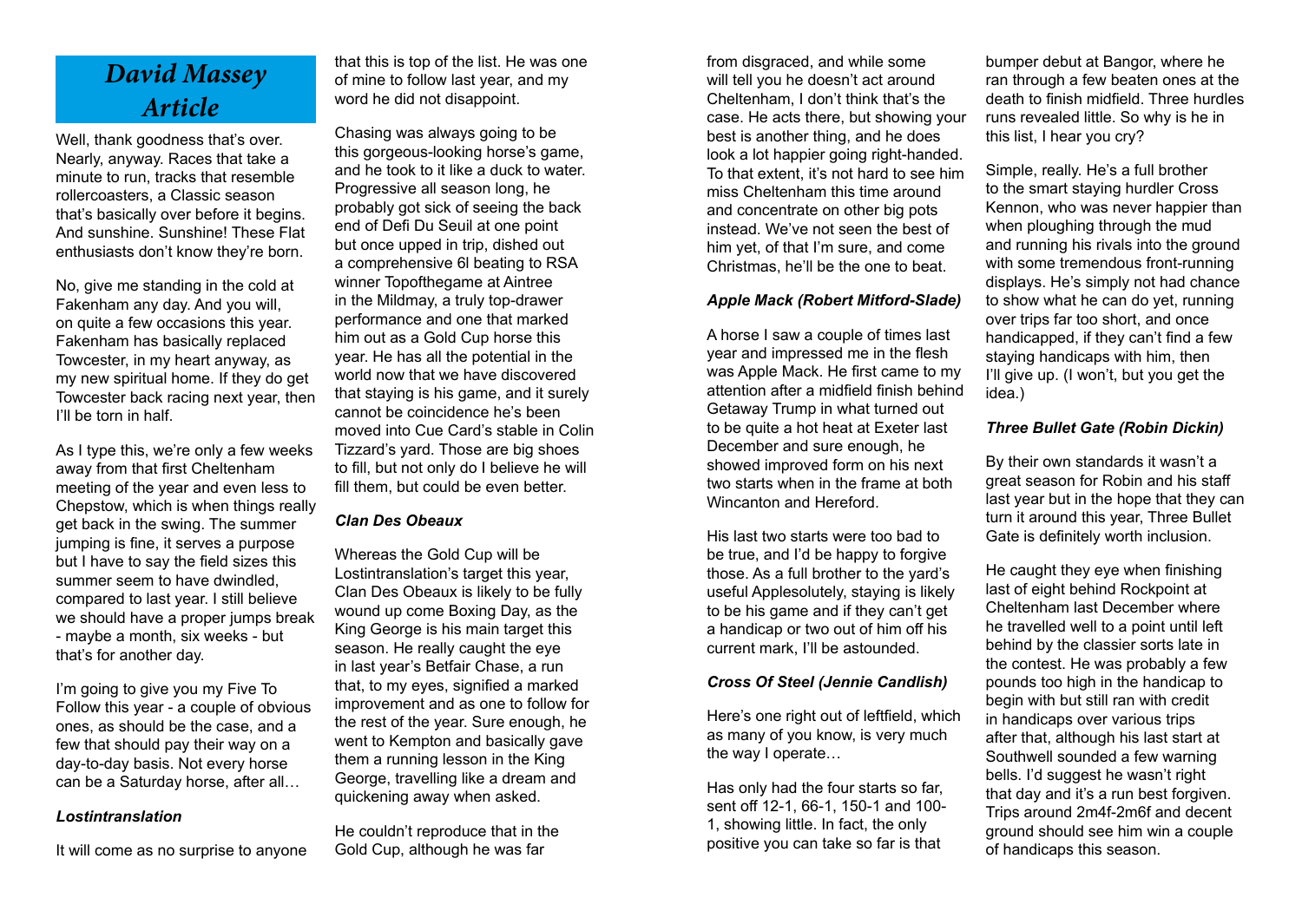# David Massey Article

Well, thank goodness that's over. Nearly, anyway. Races that take a minute to run, tracks that resemble rollercoasters, a Classic season that's basically over before it begins. And sunshine. Sunshine! These Flat enthusiasts don't know they're born.

No, give me standing in the cold at Fakenham any day. And you will, on quite a few occasions this year. Fakenham has basically replaced Towcester, in my heart anyway, as my new spiritual home. If they do get Towcester back racing next year, then I'll be torn in half.

As I type this, we're only a few weeks away from that first Cheltenham meeting of the year and even less to Chepstow, which is when things really get back in the swing. The summer jumping is fine, it serves a purpose but I have to say the field sizes this summer seem to have dwindled, compared to last year. I still believe we should have a proper jumps break - maybe a month, six weeks - but that's for another day.

I'm going to give you my Five To Follow this year - a couple of obvious ones, as should be the case, and a few that should pay their way on a day-to-day basis. Not every horse can be a Saturday horse, after all…

***Lostintranslation***

It will come as no surprise to anyone that this is top of the list. He was one of mine to follow last year, and my word he did not disappoint.

Chasing was always going to be this gorgeous-looking horse's game, and he took to it like a duck to water. Progressive all season long, he probably got sick of seeing the back end of Defi Du Seuil at one point but once upped in trip, dished out a comprehensive 6l beating to RSA winner Topofthegame at Aintree in the Mildmay, a truly top-drawer performance and one that marked him out as a Gold Cup horse this year. He has all the potential in the world now that we have discovered that staying is his game, and it surely cannot be coincidence he's been moved into Cue Card's stable in Colin Tizzard's yard. Those are big shoes to fill, but not only do I believe he will fill them, but could be even better.

***Clan Des Obeaux***

Whereas the Gold Cup will be Lostintranslation's target this year, Clan Des Obeaux is likely to be fully wound up come Boxing Day, as the King George is his main target this season. He really caught the eye in last year's Betfair Chase, a run that, to my eyes, signified a marked improvement and as one to follow for the rest of the year. Sure enough, he went to Kempton and basically gave them a running lesson in the King George, travelling like a dream and quickening away when asked.

He couldn't reproduce that in the Gold Cup, although he was far from disgraced, and while some will tell you he doesn't act around Cheltenham, I don't think that's the case. He acts there, but showing your best is another thing, and he does look a lot happier going right-handed. To that extent, it's not hard to see him miss Cheltenham this time around and concentrate on other big pots instead. We've not seen the best of him yet, of that I'm sure, and come Christmas, he'll be the one to beat.

***Apple Mack (Robert Mitford-Slade)***

A horse I saw a couple of times last year and impressed me in the flesh was Apple Mack. He first came to my attention after a midfield finish behind Getaway Trump in what turned out to be quite a hot heat at Exeter last December and sure enough, he showed improved form on his next two starts when in the frame at both Wincanton and Hereford.

His last two starts were too bad to be true, and I'd be happy to forgive those. As a full brother to the yard's useful Applesolutely, staying is likely to be his game and if they can't get a handicap or two out of him off his current mark, I'll be astounded.

***Cross Of Steel (Jennie Candlish)***

Here's one right out of leftfield, which as many of you know, is very much the way I operate…

Has only had the four starts so far, sent off 12-1, 66-1, 150-1 and 100-1, showing little. In fact, the only positive you can take so far is that bumper debut at Bangor, where he ran through a few beaten ones at the death to finish midfield. Three hurdles runs revealed little. So why is he in this list, I hear you cry?

Simple, really. He's a full brother to the smart staying hurdler Cross Kennon, who was never happier than when ploughing through the mud and running his rivals into the ground with some tremendous front-running displays. He's simply not had chance to show what he can do yet, running over trips far too short, and once handicapped, if they can't find a few staying handicaps with him, then I'll give up. (I won't, but you get the idea.)

***Three Bullet Gate (Robin Dickin)***

By their own standards it wasn't a great season for Robin and his staff last year but in the hope that they can turn it around this year, Three Bullet Gate is definitely worth inclusion.

He caught they eye when finishing last of eight behind Rockpoint at Cheltenham last December where he travelled well to a point until left behind by the classier sorts late in the contest. He was probably a few pounds too high in the handicap to begin with but still ran with credit in handicaps over various trips after that, although his last start at Southwell sounded a few warning bells. I'd suggest he wasn't right that day and it's a run best forgiven. Trips around 2m4f-2m6f and decent ground should see him win a couple of handicaps this season.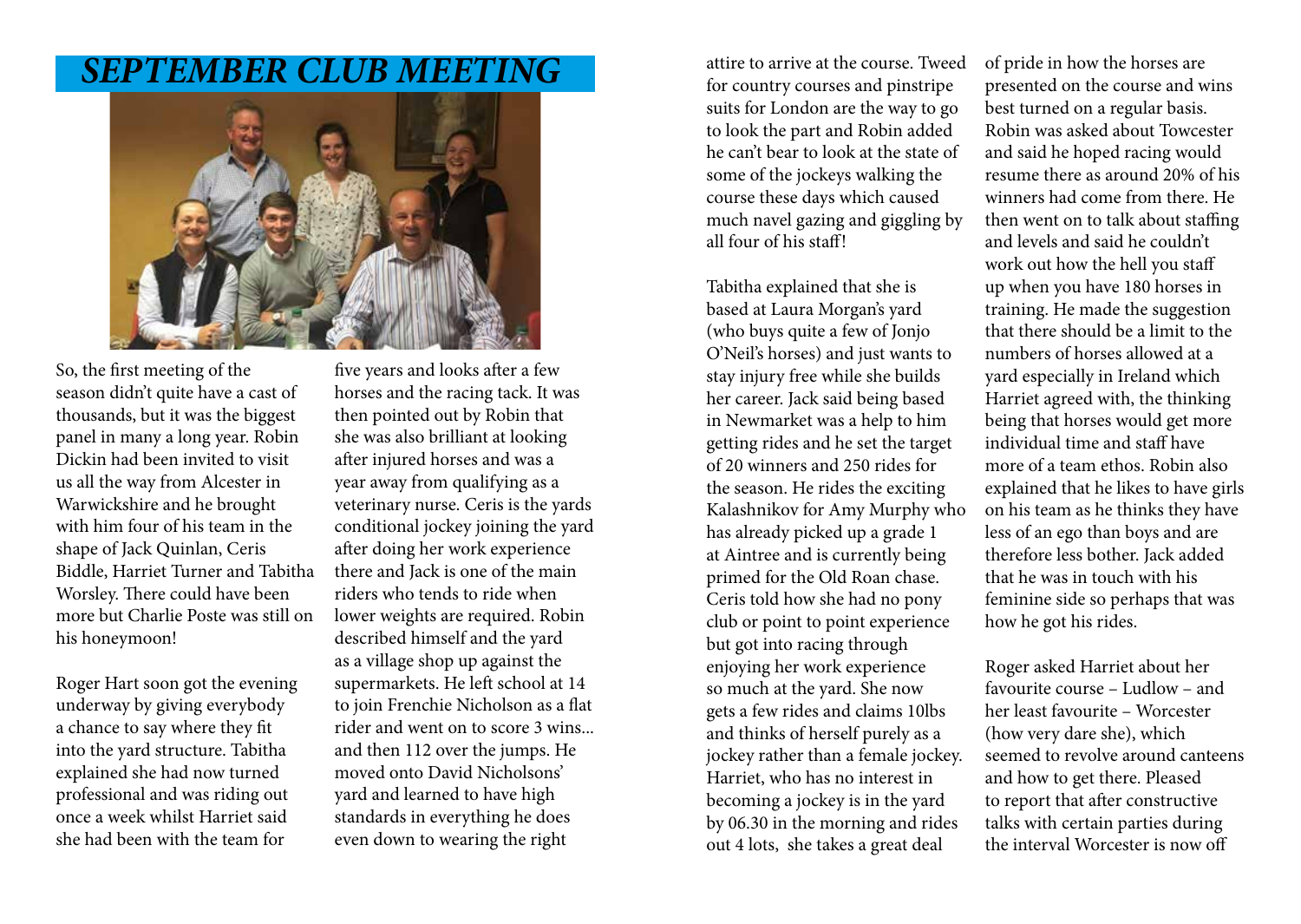# *SEPTEMBER CLUB MEETING*

So, the first meeting of the season didn't quite have a cast of thousands, but it was the biggest panel in many a long year. Robin Dickin had been invited to visit us all the way from Alcester in Warwickshire and he brought with him four of his team in the shape of Jack Quinlan, Ceris Biddle, Harriet Turner and Tabitha Worsley. There could have been more but Charlie Poste was still on his honeymoon!

Roger Hart soon got the evening underway by giving everybody a chance to say where they fit into the yard structure. Tabitha explained she had now turned professional and was riding out once a week whilst Harriet said she had been with the team for five years and looks after a few horses and the racing tack. It was then pointed out by Robin that she was also brilliant at looking after injured horses and was a year away from qualifying as a veterinary nurse. Ceris is the yards conditional jockey joining the yard after doing her work experience there and Jack is one of the main riders who tends to ride when lower weights are required. Robin described himself and the yard as a village shop up against the supermarkets. He left school at 14 to join Frenchie Nicholson as a flat rider and went on to score 3 wins... and then 112 over the jumps. He moved onto David Nicholsons' yard and learned to have high standards in everything he does even down to wearing the right attire to arrive at the course. Tweed for country courses and pinstripe suits for London are the way to go to look the part and Robin added he can't bear to look at the state of some of the jockeys walking the course these days which caused much navel gazing and giggling by all four of his staff!

Tabitha explained that she is based at Laura Morgan's yard (who buys quite a few of Jonjo O'Neil's horses) and just wants to stay injury free while she builds her career. Jack said being based in Newmarket was a help to him getting rides and he set the target of 20 winners and 250 rides for the season. He rides the exciting Kalashnikov for Amy Murphy who has already picked up a grade 1 at Aintree and is currently being primed for the Old Roan chase. Ceris told how she had no pony club or point to point experience but got into racing through enjoying her work experience so much at the yard. She now gets a few rides and claims 10lbs and thinks of herself purely as a jockey rather than a female jockey. Harriet, who has no interest in becoming a jockey is in the yard by 06.30 in the morning and rides out 4 lots, she takes a great deal of pride in how the horses are presented on the course and wins best turned on a regular basis. Robin was asked about Towcester and said he hoped racing would resume there as around 20% of his winners had come from there. He then went on to talk about staffing and levels and said he couldn't work out how the hell you staff up when you have 180 horses in training. He made the suggestion that there should be a limit to the numbers of horses allowed at a yard especially in Ireland which Harriet agreed with, the thinking being that horses would get more individual time and staff have more of a team ethos. Robin also explained that he likes to have girls on his team as he thinks they have less of an ego than boys and are therefore less bother. Jack added that he was in touch with his feminine side so perhaps that was how he got his rides.

Roger asked Harriet about her favourite course – Ludlow – and her least favourite – Worcester (how very dare she), which seemed to revolve around canteens and how to get there. Pleased to report that after constructive talks with certain parties during the interval Worcester is now off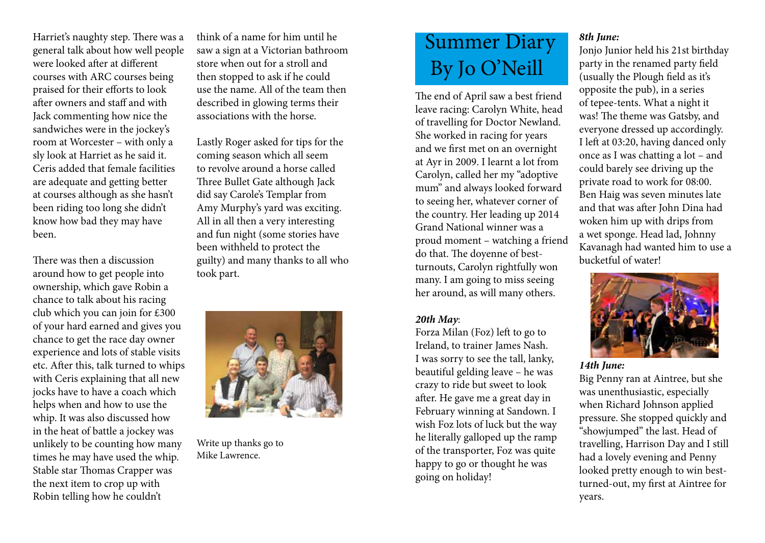Harriet's naughty step. There was a general talk about how well people were looked after at different courses with ARC courses being praised for their efforts to look after owners and staff and with Jack commenting how nice the sandwiches were in the jockey's room at Worcester – with only a sly look at Harriet as he said it. Ceris added that female facilities are adequate and getting better at courses although as she hasn't been riding too long she didn't know how bad they may have been.

There was then a discussion around how to get people into ownership, which gave Robin a chance to talk about his racing club which you can join for £300 of your hard earned and gives you chance to get the race day owner experience and lots of stable visits etc. After this, talk turned to whips with Ceris explaining that all new jocks have to have a coach which helps when and how to use the whip. It was also discussed how in the heat of battle a jockey was unlikely to be counting how many times he may have used the whip. Stable star Thomas Crapper was the next item to crop up with Robin telling how he couldn't think of a name for him until he saw a sign at a Victorian bathroom store when out for a stroll and then stopped to ask if he could use the name. All of the team then described in glowing terms their associations with the horse.

Lastly Roger asked for tips for the coming season which all seem to revolve around a horse called Three Bullet Gate although Jack did say Carole's Templar from Amy Murphy's yard was exciting. All in all then a very interesting and fun night (some stories have been withheld to protect the guilty) and many thanks to all who took part.

Write up thanks go to Mike Lawrence.

# Summer Diary By Jo O'Neill

The end of April saw a best friend leave racing: Carolyn White, head of travelling for Doctor Newland. She worked in racing for years and we first met on an overnight at Ayr in 2009. I learnt a lot from Carolyn, called her my "adoptive mum" and always looked forward to seeing her, whatever corner of the country. Her leading up 2014 Grand National winner was a proud moment – watching a friend do that. The doyenne of best-turnouts, Carolyn rightfully won many. I am going to miss seeing her around, as will many others.

***20th May***:
Forza Milan (Foz) left to go to Ireland, to trainer James Nash. I was sorry to see the tall, lanky, beautiful gelding leave – he was crazy to ride but sweet to look after. He gave me a great day in February winning at Sandown. I wish Foz lots of luck but the way he literally galloped up the ramp of the transporter, Foz was quite happy to go or thought he was going on holiday!

***8th June:***
Jonjo Junior held his 21st birthday party in the renamed party field (usually the Plough field as it's opposite the pub), in a series of tepee-tents. What a night it was! The theme was Gatsby, and everyone dressed up accordingly. I left at 03:20, having danced only once as I was chatting a lot – and could barely see driving up the private road to work for 08:00. Ben Haig was seven minutes late and that was after John Dina had woken him up with drips from a wet sponge. Head lad, Johnny Kavanagh had wanted him to use a bucketful of water!

***14th June:***
Big Penny ran at Aintree, but she was unenthusiastic, especially when Richard Johnson applied pressure. She stopped quickly and "showjumped" the last. Head of travelling, Harrison Day and I still had a lovely evening and Penny looked pretty enough to win best-turned-out, my first at Aintree for years.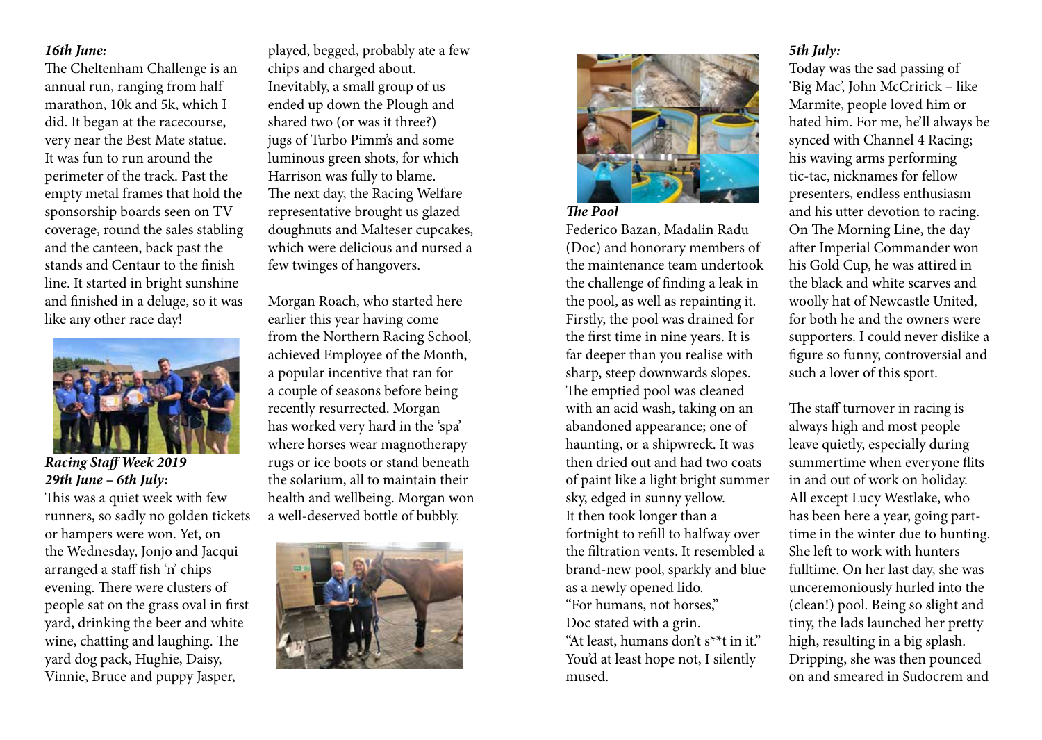***16th June:***

The Cheltenham Challenge is an annual run, ranging from half marathon, 10k and 5k, which I did. It began at the racecourse, very near the Best Mate statue. It was fun to run around the perimeter of the track. Past the empty metal frames that hold the sponsorship boards seen on TV coverage, round the sales stabling and the canteen, back past the stands and Centaur to the finish line. It started in bright sunshine and finished in a deluge, so it was like any other race day!

***Racing Staff Week 2019***
***29th June – 6th July:***

This was a quiet week with few runners, so sadly no golden tickets or hampers were won. Yet, on the Wednesday, Jonjo and Jacqui arranged a staff fish 'n' chips evening. There were clusters of people sat on the grass oval in first yard, drinking the beer and white wine, chatting and laughing. The yard dog pack, Hughie, Daisy, Vinnie, Bruce and puppy Jasper, played, begged, probably ate a few chips and charged about. Inevitably, a small group of us ended up down the Plough and shared two (or was it three?) jugs of Turbo Pimm's and some luminous green shots, for which Harrison was fully to blame. The next day, the Racing Welfare representative brought us glazed doughnuts and Malteser cupcakes, which were delicious and nursed a few twinges of hangovers.

Morgan Roach, who started here earlier this year having come from the Northern Racing School, achieved Employee of the Month, a popular incentive that ran for a couple of seasons before being recently resurrected. Morgan has worked very hard in the 'spa' where horses wear magnotherapy rugs or ice boots or stand beneath the solarium, all to maintain their health and wellbeing. Morgan won a well-deserved bottle of bubbly.

***The Pool***

Federico Bazan, Madalin Radu (Doc) and honorary members of the maintenance team undertook the challenge of finding a leak in the pool, as well as repainting it. Firstly, the pool was drained for the first time in nine years. It is far deeper than you realise with sharp, steep downwards slopes. The emptied pool was cleaned with an acid wash, taking on an abandoned appearance; one of haunting, or a shipwreck. It was then dried out and had two coats of paint like a light bright summer sky, edged in sunny yellow. It then took longer than a fortnight to refill to halfway over the filtration vents. It resembled a brand-new pool, sparkly and blue as a newly opened lido.
"For humans, not horses," Doc stated with a grin.
"At least, humans don't s**t in it."
You'd at least hope not, I silently mused.

***5th July:***

Today was the sad passing of 'Big Mac', John McCririck – like Marmite, people loved him or hated him. For me, he'll always be synced with Channel 4 Racing; his waving arms performing tic-tac, nicknames for fellow presenters, endless enthusiasm and his utter devotion to racing. On The Morning Line, the day after Imperial Commander won his Gold Cup, he was attired in the black and white scarves and woolly hat of Newcastle United, for both he and the owners were supporters. I could never dislike a figure so funny, controversial and such a lover of this sport.

The staff turnover in racing is always high and most people leave quietly, especially during summertime when everyone flits in and out of work on holiday. All except Lucy Westlake, who has been here a year, going part-time in the winter due to hunting. She left to work with hunters fulltime. On her last day, she was unceremoniously hurled into the (clean!) pool. Being so slight and tiny, the lads launched her pretty high, resulting in a big splash. Dripping, she was then pounced on and smeared in Sudocrem and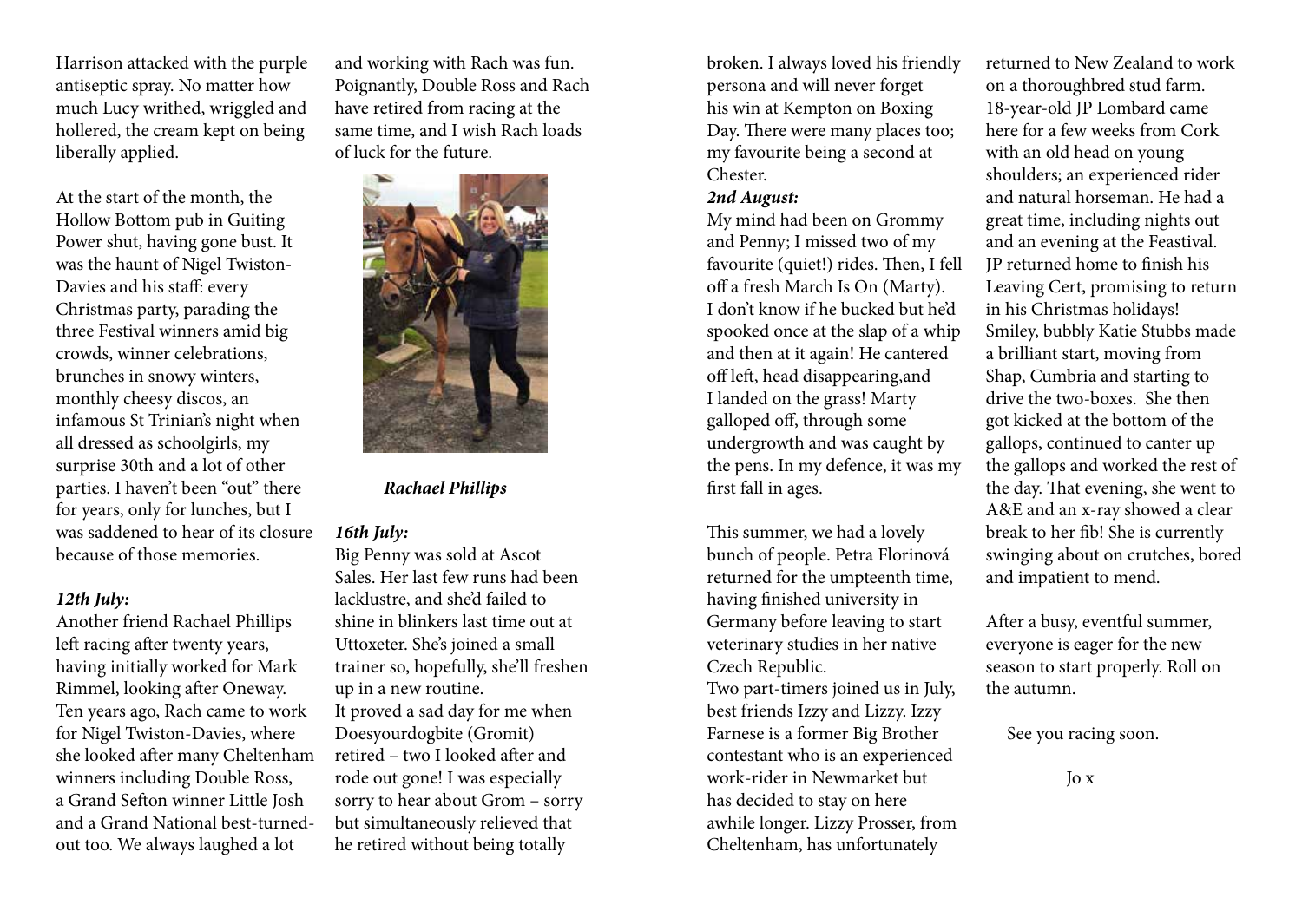Harrison attacked with the purple antiseptic spray. No matter how much Lucy writhed, wriggled and hollered, the cream kept on being liberally applied.

At the start of the month, the Hollow Bottom pub in Guiting Power shut, having gone bust. It was the haunt of Nigel Twiston-Davies and his staff: every Christmas party, parading the three Festival winners amid big crowds, winner celebrations, brunches in snowy winters, monthly cheesy discos, an infamous St Trinian's night when all dressed as schoolgirls, my surprise 30th and a lot of other parties. I haven't been "out" there for years, only for lunches, but I was saddened to hear of its closure because of those memories.

***12th July:***
Another friend Rachael Phillips left racing after twenty years, having initially worked for Mark Rimmel, looking after Oneway. Ten years ago, Rach came to work for Nigel Twiston-Davies, where she looked after many Cheltenham winners including Double Ross, a Grand Sefton winner Little Josh and a Grand National best-turned-out too. We always laughed a lot and working with Rach was fun. Poignantly, Double Ross and Rach have retired from racing at the same time, and I wish Rach loads of luck for the future.

***Rachael Phillips***

***16th July:***
Big Penny was sold at Ascot Sales. Her last few runs had been lacklustre, and she'd failed to shine in blinkers last time out at Uttoxeter. She's joined a small trainer so, hopefully, she'll freshen up in a new routine.
It proved a sad day for me when Doesyourdogbite (Gromit) retired – two I looked after and rode out gone! I was especially sorry to hear about Grom – sorry but simultaneously relieved that he retired without being totally broken. I always loved his friendly persona and will never forget his win at Kempton on Boxing Day. There were many places too; my favourite being a second at Chester.

***2nd August:***
My mind had been on Grommy and Penny; I missed two of my favourite (quiet!) rides. Then, I fell off a fresh March Is On (Marty). I don't know if he bucked but he'd spooked once at the slap of a whip and then at it again! He cantered off left, head disappearing,and I landed on the grass! Marty galloped off, through some undergrowth and was caught by the pens. In my defence, it was my first fall in ages.

This summer, we had a lovely bunch of people. Petra Florinová returned for the umpteenth time, having finished university in Germany before leaving to start veterinary studies in her native Czech Republic.
Two part-timers joined us in July, best friends Izzy and Lizzy. Izzy Farnese is a former Big Brother contestant who is an experienced work-rider in Newmarket but has decided to stay on here awhile longer. Lizzy Prosser, from Cheltenham, has unfortunately returned to New Zealand to work on a thoroughbred stud farm.
18-year-old JP Lombard came here for a few weeks from Cork with an old head on young shoulders; an experienced rider and natural horseman. He had a great time, including nights out and an evening at the Feastival. JP returned home to finish his Leaving Cert, promising to return in his Christmas holidays!
Smiley, bubbly Katie Stubbs made a brilliant start, moving from Shap, Cumbria and starting to drive the two-boxes. She then got kicked at the bottom of the gallops, continued to canter up the gallops and worked the rest of the day. That evening, she went to A&E and an x-ray showed a clear break to her fib! She is currently swinging about on crutches, bored and impatient to mend.

After a busy, eventful summer, everyone is eager for the new season to start properly. Roll on the autumn.

See you racing soon.

Jo x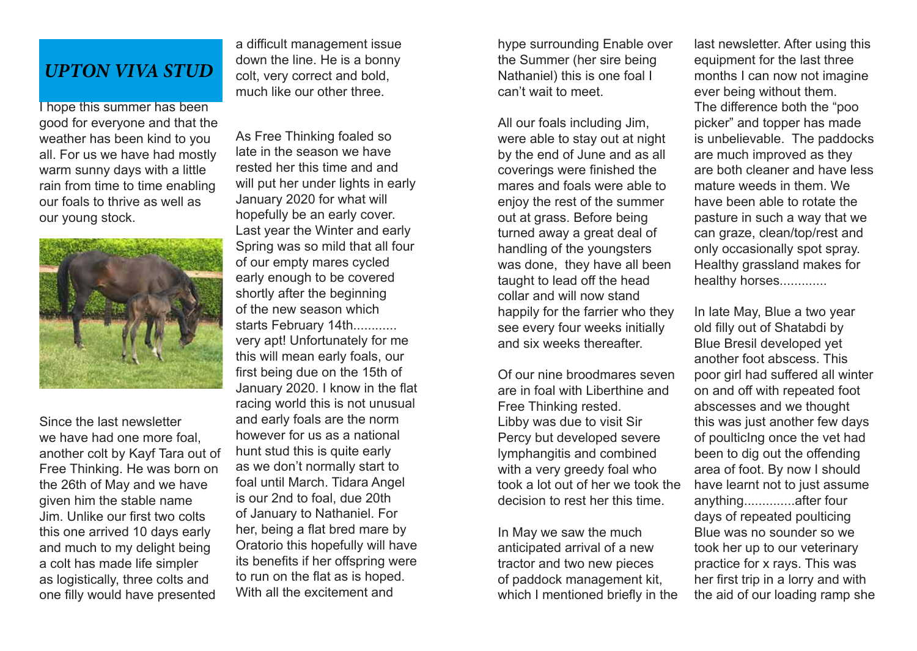# *UPTON VIVA STUD*

I hope this summer has been good for everyone and that the weather has been kind to you all. For us we have had mostly warm sunny days with a little rain from time to time enabling our foals to thrive as well as our young stock.

Since the last newsletter we have had one more foal, another colt by Kayf Tara out of Free Thinking. He was born on the 26th of May and we have given him the stable name Jim. Unlike our first two colts this one arrived 10 days early and much to my delight being a colt has made life simpler as logistically, three colts and one filly would have presented a difficult management issue down the line. He is a bonny colt, very correct and bold, much like our other three.

As Free Thinking foaled so late in the season we have rested her this time and and will put her under lights in early January 2020 for what will hopefully be an early cover. Last year the Winter and early Spring was so mild that all four of our empty mares cycled early enough to be covered shortly after the beginning of the new season which starts February 14th............ very apt! Unfortunately for me this will mean early foals, our first being due on the 15th of January 2020. I know in the flat racing world this is not unusual and early foals are the norm however for us as a national hunt stud this is quite early as we don't normally start to foal until March. Tidara Angel is our 2nd to foal, due 20th of January to Nathaniel. For her, being a flat bred mare by Oratorio this hopefully will have its benefits if her offspring were to run on the flat as is hoped. With all the excitement and hype surrounding Enable over the Summer (her sire being Nathaniel) this is one foal I can't wait to meet.

All our foals including Jim, were able to stay out at night by the end of June and as all coverings were finished the mares and foals were able to enjoy the rest of the summer out at grass. Before being turned away a great deal of handling of the youngsters was done, they have all been taught to lead off the head collar and will now stand happily for the farrier who they see every four weeks initially and six weeks thereafter.

Of our nine broodmares seven are in foal with Liberthine and Free Thinking rested. Libby was due to visit Sir Percy but developed severe lymphangitis and combined with a very greedy foal who took a lot out of her we took the decision to rest her this time.

In May we saw the much anticipated arrival of a new tractor and two new pieces of paddock management kit, which I mentioned briefly in the last newsletter. After using this equipment for the last three months I can now not imagine ever being without them. The difference both the "poo picker" and topper has made is unbelievable. The paddocks are much improved as they are both cleaner and have less mature weeds in them. We have been able to rotate the pasture in such a way that we can graze, clean/top/rest and only occasionally spot spray. Healthy grassland makes for healthy horses.............

In late May, Blue a two year old filly out of Shatabdi by Blue Bresil developed yet another foot abscess. This poor girl had suffered all winter on and off with repeated foot abscesses and we thought this was just another few days of poulticIng once the vet had been to dig out the offending area of foot. By now I should have learnt not to just assume anything..............after four days of repeated poulticing Blue was no sounder so we took her up to our veterinary practice for x rays. This was her first trip in a lorry and with the aid of our loading ramp she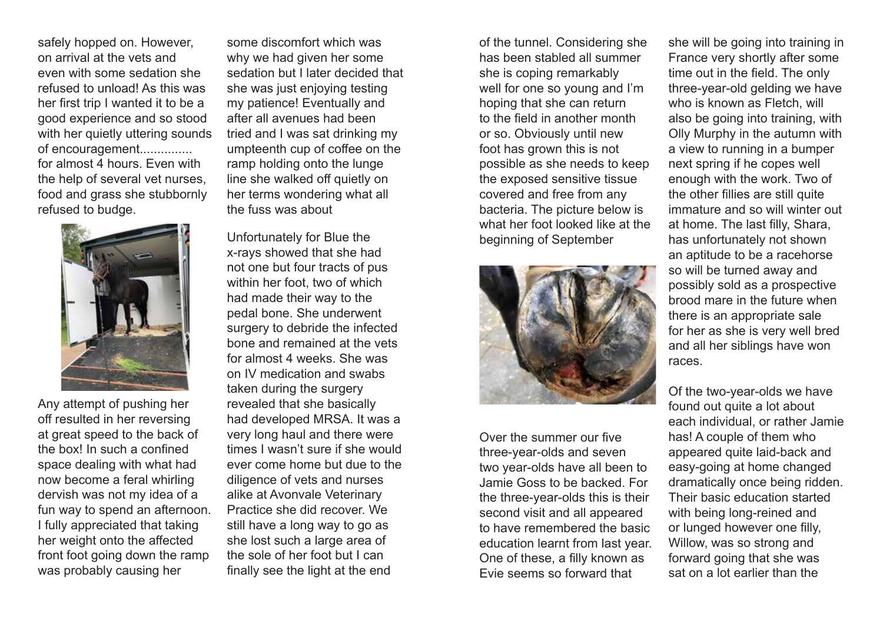safely hopped on. However, on arrival at the vets and even with some sedation she refused to unload! As this was her first trip I wanted it to be a good experience and so stood with her quietly uttering sounds of encouragement............... for almost 4 hours. Even with the help of several vet nurses, food and grass she stubbornly refused to budge.

Any attempt of pushing her off resulted in her reversing at great speed to the back of the box! In such a confined space dealing with what had now become a feral whirling dervish was not my idea of a fun way to spend an afternoon. I fully appreciated that taking her weight onto the affected front foot going down the ramp was probably causing her some discomfort which was why we had given her some sedation but I later decided that she was just enjoying testing my patience! Eventually and after all avenues had been tried and I was sat drinking my umpteenth cup of coffee on the ramp holding onto the lunge line she walked off quietly on her terms wondering what all the fuss was about

Unfortunately for Blue the x-rays showed that she had not one but four tracts of pus within her foot, two of which had made their way to the pedal bone. She underwent surgery to debride the infected bone and remained at the vets for almost 4 weeks. She was on IV medication and swabs taken during the surgery revealed that she basically had developed MRSA. It was a very long haul and there were times I wasn't sure if she would ever come home but due to the diligence of vets and nurses alike at Avonvale Veterinary Practice she did recover. We still have a long way to go as she lost such a large area of the sole of her foot but I can finally see the light at the end of the tunnel. Considering she has been stabled all summer she is coping remarkably well for one so young and I'm hoping that she can return to the field in another month or so. Obviously until new foot has grown this is not possible as she needs to keep the exposed sensitive tissue covered and free from any bacteria. The picture below is what her foot looked like at the beginning of September

Over the summer our five three-year-olds and seven two year-olds have all been to Jamie Goss to be backed. For the three-year-olds this is their second visit and all appeared to have remembered the basic education learnt from last year. One of these, a filly known as Evie seems so forward that she will be going into training in France very shortly after some time out in the field. The only three-year-old gelding we have who is known as Fletch, will also be going into training, with Olly Murphy in the autumn with a view to running in a bumper next spring if he copes well enough with the work. Two of the other fillies are still quite immature and so will winter out at home. The last filly, Shara, has unfortunately not shown an aptitude to be a racehorse so will be turned away and possibly sold as a prospective brood mare in the future when there is an appropriate sale for her as she is very well bred and all her siblings have won races.

Of the two-year-olds we have found out quite a lot about each individual, or rather Jamie has! A couple of them who appeared quite laid-back and easy-going at home changed dramatically once being ridden. Their basic education started with being long-reined and or lunged however one filly, Willow, was so strong and forward going that she was sat on a lot earlier than the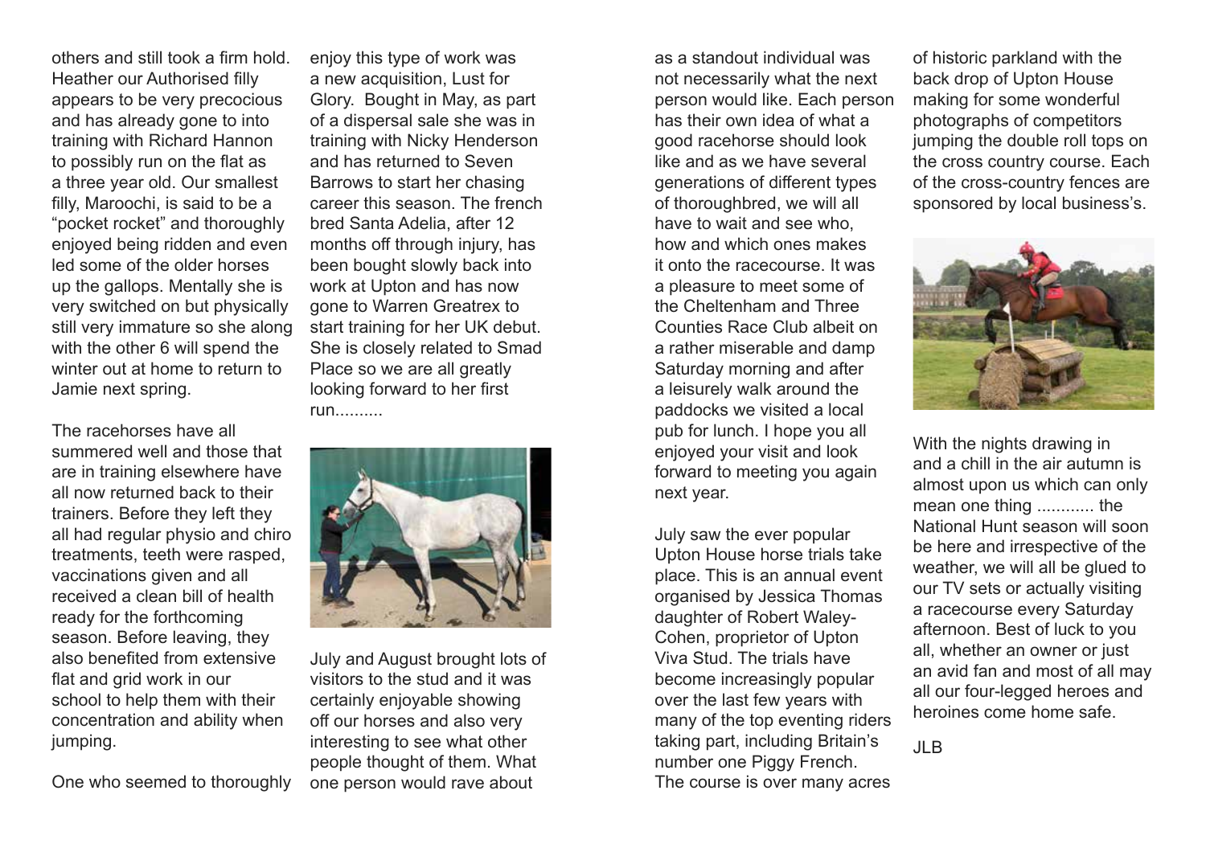others and still took a firm hold. Heather our Authorised filly appears to be very precocious and has already gone to into training with Richard Hannon to possibly run on the flat as a three year old. Our smallest filly, Maroochi, is said to be a "pocket rocket" and thoroughly enjoyed being ridden and even led some of the older horses up the gallops. Mentally she is very switched on but physically still very immature so she along with the other 6 will spend the winter out at home to return to Jamie next spring.

The racehorses have all summered well and those that are in training elsewhere have all now returned back to their trainers. Before they left they all had regular physio and chiro treatments, teeth were rasped, vaccinations given and all received a clean bill of health ready for the forthcoming season. Before leaving, they also benefited from extensive flat and grid work in our school to help them with their concentration and ability when jumping.

One who seemed to thoroughly enjoy this type of work was a new acquisition, Lust for Glory. Bought in May, as part of a dispersal sale she was in training with Nicky Henderson and has returned to Seven Barrows to start her chasing career this season. The french bred Santa Adelia, after 12 months off through injury, has been bought slowly back into work at Upton and has now gone to Warren Greatrex to start training for her UK debut. She is closely related to Smad Place so we are all greatly looking forward to her first run..........

July and August brought lots of visitors to the stud and it was certainly enjoyable showing off our horses and also very interesting to see what other people thought of them. What one person would rave about as a standout individual was not necessarily what the next person would like. Each person has their own idea of what a good racehorse should look like and as we have several generations of different types of thoroughbred, we will all have to wait and see who, how and which ones makes it onto the racecourse. It was a pleasure to meet some of the Cheltenham and Three Counties Race Club albeit on a rather miserable and damp Saturday morning and after a leisurely walk around the paddocks we visited a local pub for lunch. I hope you all enjoyed your visit and look forward to meeting you again next year.

July saw the ever popular Upton House horse trials take place. This is an annual event organised by Jessica Thomas daughter of Robert Waley-Cohen, proprietor of Upton Viva Stud. The trials have become increasingly popular over the last few years with many of the top eventing riders taking part, including Britain's number one Piggy French. The course is over many acres of historic parkland with the back drop of Upton House making for some wonderful photographs of competitors jumping the double roll tops on the cross country course. Each of the cross-country fences are sponsored by local business's.

With the nights drawing in and a chill in the air autumn is almost upon us which can only mean one thing ............ the National Hunt season will soon be here and irrespective of the weather, we will all be glued to our TV sets or actually visiting a racecourse every Saturday afternoon. Best of luck to you all, whether an owner or just an avid fan and most of all may all our four-legged heroes and heroines come home safe.

JLB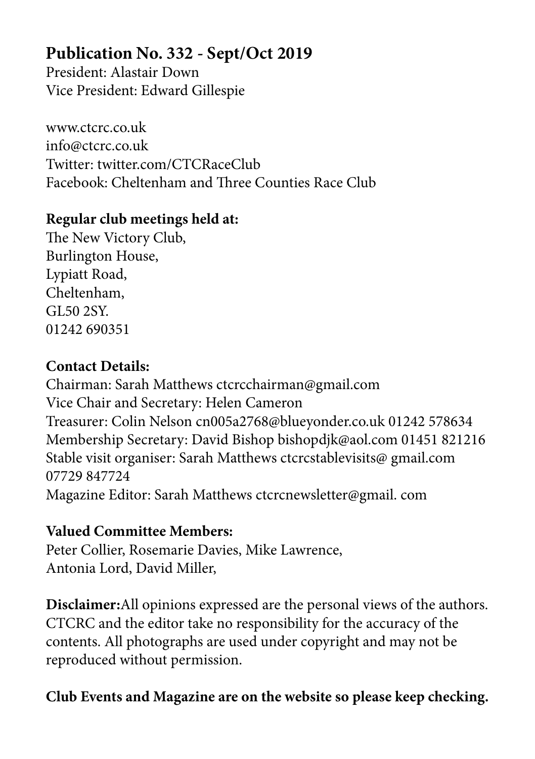## Publication No. 332 - Sept/Oct 2019

President: Alastair Down
Vice President: Edward Gillespie

www.ctcrc.co.uk
info@ctcrc.co.uk
Twitter: twitter.com/CTCRaceClub
Facebook: Cheltenham and Three Counties Race Club

**Regular club meetings held at:**
The New Victory Club,
Burlington House,
Lypiatt Road,
Cheltenham,
GL50 2SY.
01242 690351

**Contact Details:**
Chairman: Sarah Matthews ctcrcchairman@gmail.com
Vice Chair and Secretary: Helen Cameron
Treasurer: Colin Nelson cn005a2768@blueyonder.co.uk 01242 578634
Membership Secretary: David Bishop bishopdjk@aol.com 01451 821216
Stable visit organiser: Sarah Matthews ctcrcstablevisits@ gmail.com 07729 847724
Magazine Editor: Sarah Matthews ctcrcnewsletter@gmail. com

**Valued Committee Members:**
Peter Collier, Rosemarie Davies, Mike Lawrence,
Antonia Lord, David Miller,

**Disclaimer:**All opinions expressed are the personal views of the authors. CTCRC and the editor take no responsibility for the accuracy of the contents. All photographs are used under copyright and may not be reproduced without permission.

**Club Events and Magazine are on the website so please keep checking.**